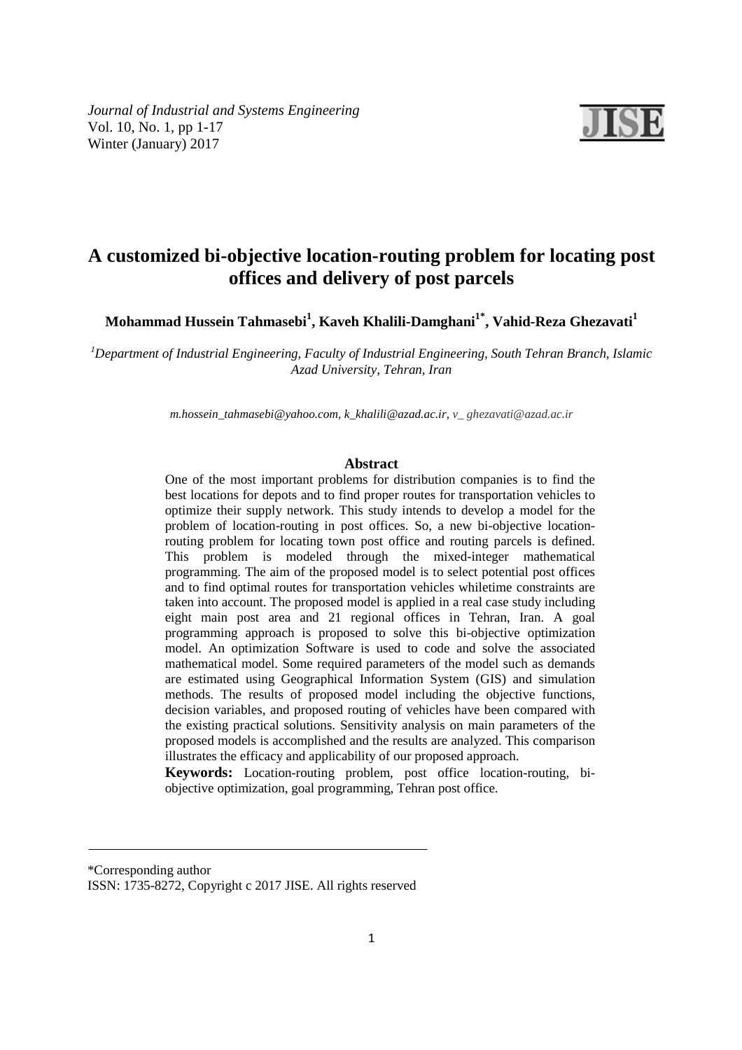# A customized bi-objective location-routing problem for locating post offices and delivery of post parcels

**Mohammad Hussein Tahmasebi[1], Kaveh Khalili-Damghani[1*], Vahid-Reza Ghezavati[1]**

*[1]Department of Industrial Engineering, Faculty of Industrial Engineering, South Tehran Branch, Islamic Azad University, Tehran, Iran*

*m.hossein_tahmasebi@yahoo.com, k_khalili@azad.ac.ir, v_ ghezavati@azad.ac.ir*

## Abstract

One of the most important problems for distribution companies is to find the best locations for depots and to find proper routes for transportation vehicles to optimize their supply network. This study intends to develop a model for the problem of location-routing in post offices. So, a new bi-objective location-routing problem for locating town post office and routing parcels is defined. This problem is modeled through the mixed-integer mathematical programming. The aim of the proposed model is to select potential post offices and to find optimal routes for transportation vehicles whiletime constraints are taken into account. The proposed model is applied in a real case study including eight main post area and 21 regional offices in Tehran, Iran. A goal programming approach is proposed to solve this bi-objective optimization model. An optimization Software is used to code and solve the associated mathematical model. Some required parameters of the model such as demands are estimated using Geographical Information System (GIS) and simulation methods. The results of proposed model including the objective functions, decision variables, and proposed routing of vehicles have been compared with the existing practical solutions. Sensitivity analysis on main parameters of the proposed models is accomplished and the results are analyzed. This comparison illustrates the efficacy and applicability of our proposed approach.

**Keywords:** Location-routing problem, post office location-routing, bi-objective optimization, goal programming, Tehran post office.

---

*Corresponding author

ISSN: 1735-8272, Copyright c 2017 JISE. All rights reserved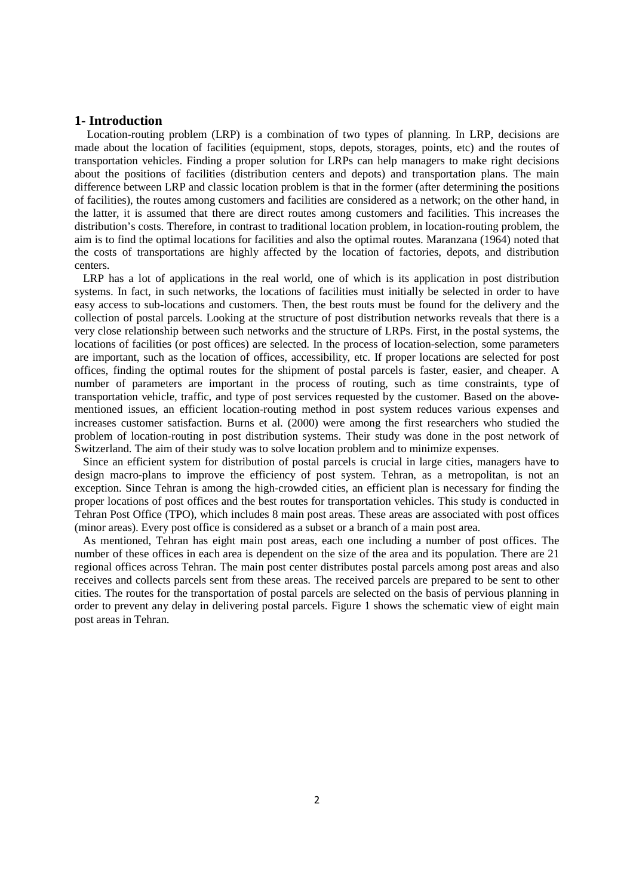## 1- Introduction

Location-routing problem (LRP) is a combination of two types of planning. In LRP, decisions are made about the location of facilities (equipment, stops, depots, storages, points, etc) and the routes of transportation vehicles. Finding a proper solution for LRPs can help managers to make right decisions about the positions of facilities (distribution centers and depots) and transportation plans. The main difference between LRP and classic location problem is that in the former (after determining the positions of facilities), the routes among customers and facilities are considered as a network; on the other hand, in the latter, it is assumed that there are direct routes among customers and facilities. This increases the distribution's costs. Therefore, in contrast to traditional location problem, in location-routing problem, the aim is to find the optimal locations for facilities and also the optimal routes. Maranzana (1964) noted that the costs of transportations are highly affected by the location of factories, depots, and distribution centers.

LRP has a lot of applications in the real world, one of which is its application in post distribution systems. In fact, in such networks, the locations of facilities must initially be selected in order to have easy access to sub-locations and customers. Then, the best routs must be found for the delivery and the collection of postal parcels. Looking at the structure of post distribution networks reveals that there is a very close relationship between such networks and the structure of LRPs. First, in the postal systems, the locations of facilities (or post offices) are selected. In the process of location-selection, some parameters are important, such as the location of offices, accessibility, etc. If proper locations are selected for post offices, finding the optimal routes for the shipment of postal parcels is faster, easier, and cheaper. A number of parameters are important in the process of routing, such as time constraints, type of transportation vehicle, traffic, and type of post services requested by the customer. Based on the above-mentioned issues, an efficient location-routing method in post system reduces various expenses and increases customer satisfaction. Burns et al. (2000) were among the first researchers who studied the problem of location-routing in post distribution systems. Their study was done in the post network of Switzerland. The aim of their study was to solve location problem and to minimize expenses.

Since an efficient system for distribution of postal parcels is crucial in large cities, managers have to design macro-plans to improve the efficiency of post system. Tehran, as a metropolitan, is not an exception. Since Tehran is among the high-crowded cities, an efficient plan is necessary for finding the proper locations of post offices and the best routes for transportation vehicles. This study is conducted in Tehran Post Office (TPO), which includes 8 main post areas. These areas are associated with post offices (minor areas). Every post office is considered as a subset or a branch of a main post area.

As mentioned, Tehran has eight main post areas, each one including a number of post offices. The number of these offices in each area is dependent on the size of the area and its population. There are 21 regional offices across Tehran. The main post center distributes postal parcels among post areas and also receives and collects parcels sent from these areas. The received parcels are prepared to be sent to other cities. The routes for the transportation of postal parcels are selected on the basis of pervious planning in order to prevent any delay in delivering postal parcels. Figure 1 shows the schematic view of eight main post areas in Tehran.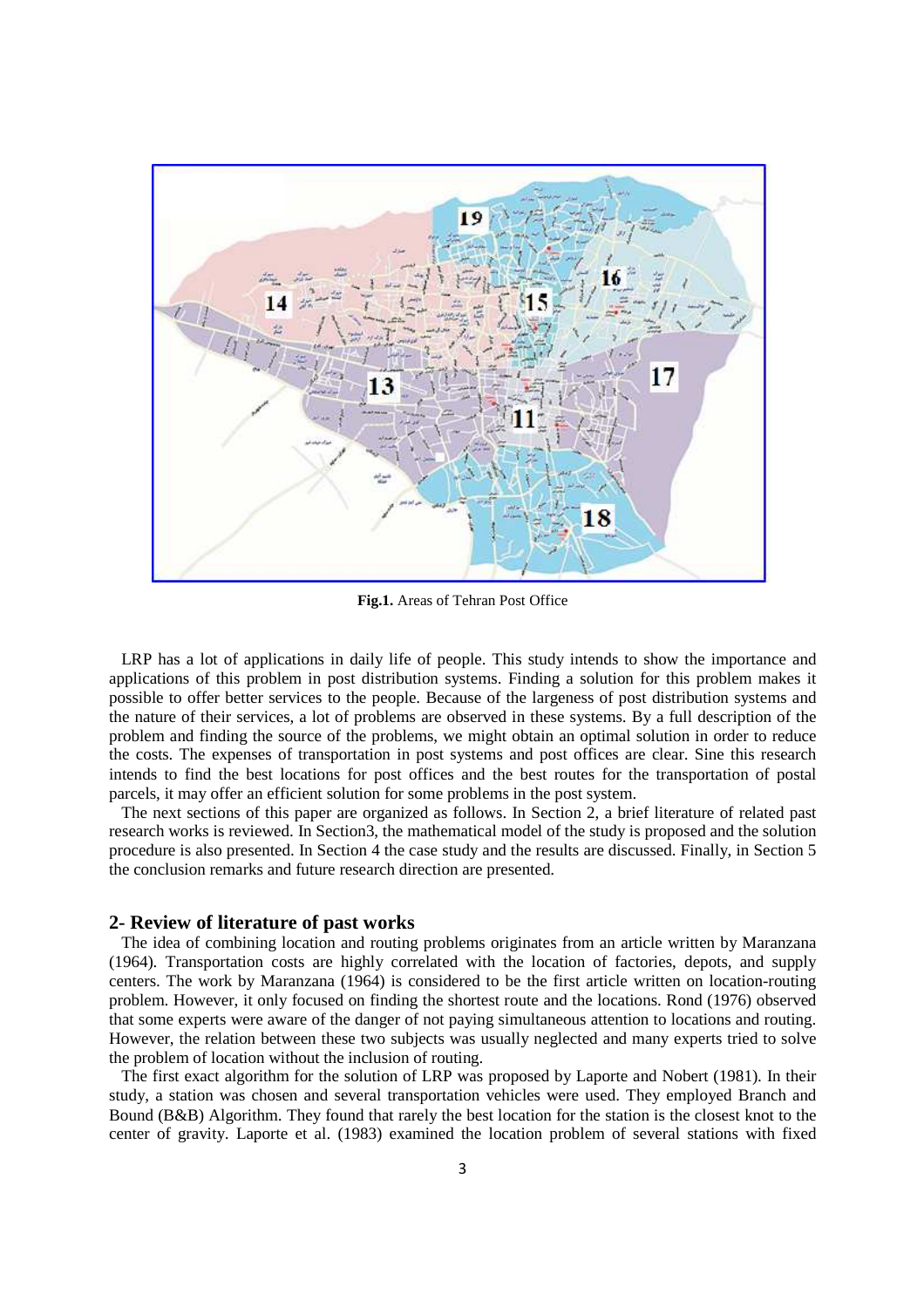**Fig.1.** Areas of Tehran Post Office

LRP has a lot of applications in daily life of people. This study intends to show the importance and applications of this problem in post distribution systems. Finding a solution for this problem makes it possible to offer better services to the people. Because of the largeness of post distribution systems and the nature of their services, a lot of problems are observed in these systems. By a full description of the problem and finding the source of the problems, we might obtain an optimal solution in order to reduce the costs. The expenses of transportation in post systems and post offices are clear. Sine this research intends to find the best locations for post offices and the best routes for the transportation of postal parcels, it may offer an efficient solution for some problems in the post system.

The next sections of this paper are organized as follows. In Section 2, a brief literature of related past research works is reviewed. In Section3, the mathematical model of the study is proposed and the solution procedure is also presented. In Section 4 the case study and the results are discussed. Finally, in Section 5 the conclusion remarks and future research direction are presented.

## 2- Review of literature of past works

The idea of combining location and routing problems originates from an article written by Maranzana (1964). Transportation costs are highly correlated with the location of factories, depots, and supply centers. The work by Maranzana (1964) is considered to be the first article written on location-routing problem. However, it only focused on finding the shortest route and the locations. Rond (1976) observed that some experts were aware of the danger of not paying simultaneous attention to locations and routing. However, the relation between these two subjects was usually neglected and many experts tried to solve the problem of location without the inclusion of routing.

The first exact algorithm for the solution of LRP was proposed by Laporte and Nobert (1981). In their study, a station was chosen and several transportation vehicles were used. They employed Branch and Bound (B&B) Algorithm. They found that rarely the best location for the station is the closest knot to the center of gravity. Laporte et al. (1983) examined the location problem of several stations with fixed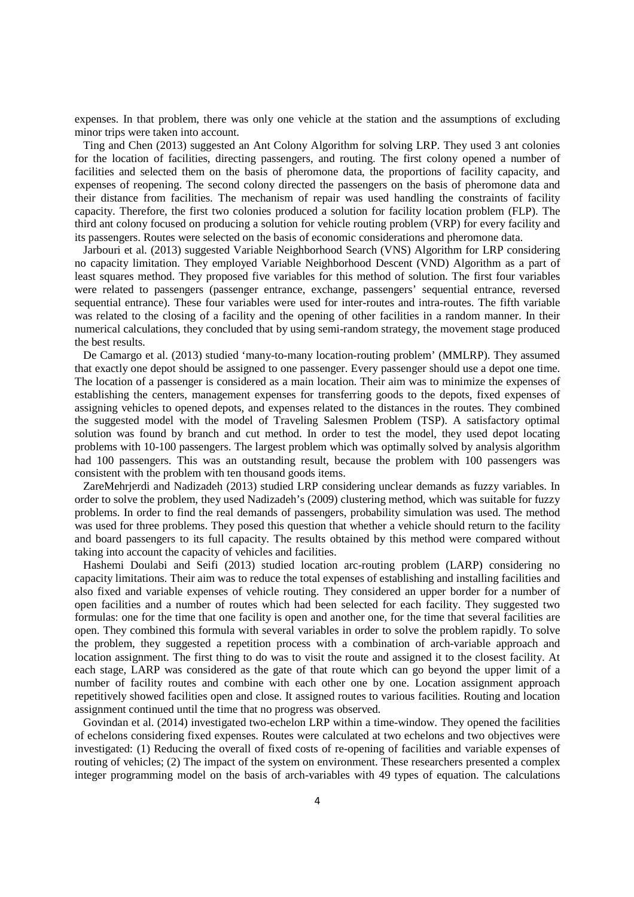expenses. In that problem, there was only one vehicle at the station and the assumptions of excluding minor trips were taken into account.

Ting and Chen (2013) suggested an Ant Colony Algorithm for solving LRP. They used 3 ant colonies for the location of facilities, directing passengers, and routing. The first colony opened a number of facilities and selected them on the basis of pheromone data, the proportions of facility capacity, and expenses of reopening. The second colony directed the passengers on the basis of pheromone data and their distance from facilities. The mechanism of repair was used handling the constraints of facility capacity. Therefore, the first two colonies produced a solution for facility location problem (FLP). The third ant colony focused on producing a solution for vehicle routing problem (VRP) for every facility and its passengers. Routes were selected on the basis of economic considerations and pheromone data.

Jarbouri et al. (2013) suggested Variable Neighborhood Search (VNS) Algorithm for LRP considering no capacity limitation. They employed Variable Neighborhood Descent (VND) Algorithm as a part of least squares method. They proposed five variables for this method of solution. The first four variables were related to passengers (passenger entrance, exchange, passengers' sequential entrance, reversed sequential entrance). These four variables were used for inter-routes and intra-routes. The fifth variable was related to the closing of a facility and the opening of other facilities in a random manner. In their numerical calculations, they concluded that by using semi-random strategy, the movement stage produced the best results.

De Camargo et al. (2013) studied 'many-to-many location-routing problem' (MMLRP). They assumed that exactly one depot should be assigned to one passenger. Every passenger should use a depot one time. The location of a passenger is considered as a main location. Their aim was to minimize the expenses of establishing the centers, management expenses for transferring goods to the depots, fixed expenses of assigning vehicles to opened depots, and expenses related to the distances in the routes. They combined the suggested model with the model of Traveling Salesmen Problem (TSP). A satisfactory optimal solution was found by branch and cut method. In order to test the model, they used depot locating problems with 10-100 passengers. The largest problem which was optimally solved by analysis algorithm had 100 passengers. This was an outstanding result, because the problem with 100 passengers was consistent with the problem with ten thousand goods items.

ZareMehrjerdi and Nadizadeh (2013) studied LRP considering unclear demands as fuzzy variables. In order to solve the problem, they used Nadizadeh's (2009) clustering method, which was suitable for fuzzy problems. In order to find the real demands of passengers, probability simulation was used. The method was used for three problems. They posed this question that whether a vehicle should return to the facility and board passengers to its full capacity. The results obtained by this method were compared without taking into account the capacity of vehicles and facilities.

Hashemi Doulabi and Seifi (2013) studied location arc-routing problem (LARP) considering no capacity limitations. Their aim was to reduce the total expenses of establishing and installing facilities and also fixed and variable expenses of vehicle routing. They considered an upper border for a number of open facilities and a number of routes which had been selected for each facility. They suggested two formulas: one for the time that one facility is open and another one, for the time that several facilities are open. They combined this formula with several variables in order to solve the problem rapidly. To solve the problem, they suggested a repetition process with a combination of arch-variable approach and location assignment. The first thing to do was to visit the route and assigned it to the closest facility. At each stage, LARP was considered as the gate of that route which can go beyond the upper limit of a number of facility routes and combine with each other one by one. Location assignment approach repetitively showed facilities open and close. It assigned routes to various facilities. Routing and location assignment continued until the time that no progress was observed.

Govindan et al. (2014) investigated two-echelon LRP within a time-window. They opened the facilities of echelons considering fixed expenses. Routes were calculated at two echelons and two objectives were investigated: (1) Reducing the overall of fixed costs of re-opening of facilities and variable expenses of routing of vehicles; (2) The impact of the system on environment. These researchers presented a complex integer programming model on the basis of arch-variables with 49 types of equation. The calculations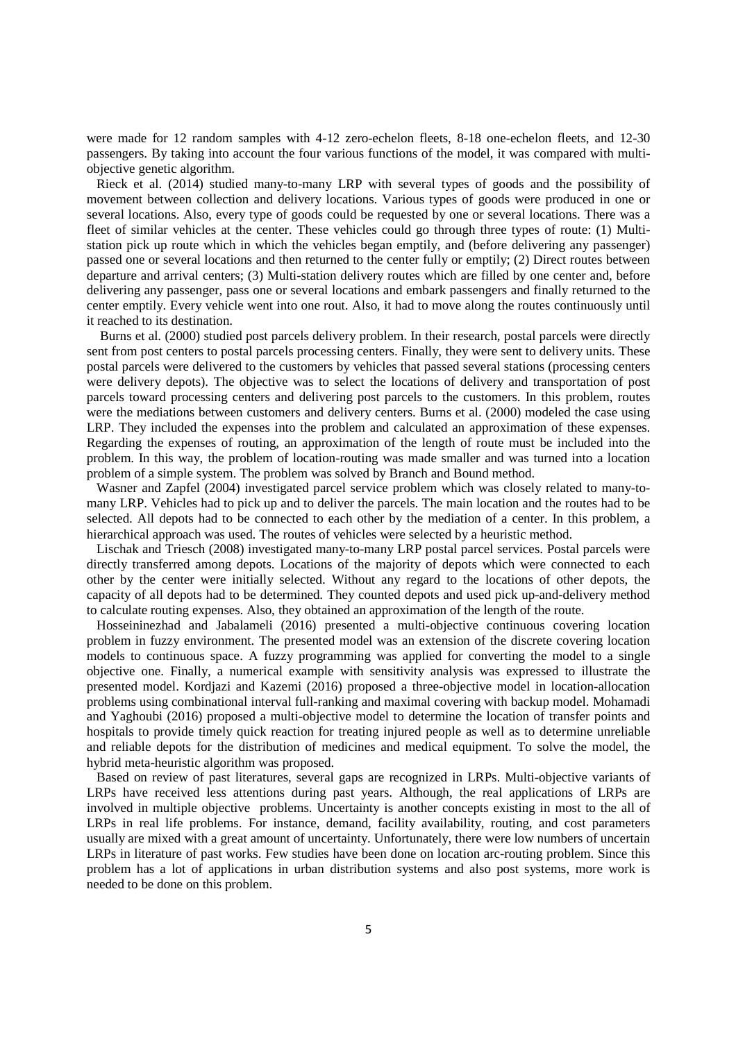were made for 12 random samples with 4-12 zero-echelon fleets, 8-18 one-echelon fleets, and 12-30 passengers. By taking into account the four various functions of the model, it was compared with multi-objective genetic algorithm.

Rieck et al. (2014) studied many-to-many LRP with several types of goods and the possibility of movement between collection and delivery locations. Various types of goods were produced in one or several locations. Also, every type of goods could be requested by one or several locations. There was a fleet of similar vehicles at the center. These vehicles could go through three types of route: (1) Multi-station pick up route which in which the vehicles began emptily, and (before delivering any passenger) passed one or several locations and then returned to the center fully or emptily; (2) Direct routes between departure and arrival centers; (3) Multi-station delivery routes which are filled by one center and, before delivering any passenger, pass one or several locations and embark passengers and finally returned to the center emptily. Every vehicle went into one rout. Also, it had to move along the routes continuously until it reached to its destination.

Burns et al. (2000) studied post parcels delivery problem. In their research, postal parcels were directly sent from post centers to postal parcels processing centers. Finally, they were sent to delivery units. These postal parcels were delivered to the customers by vehicles that passed several stations (processing centers were delivery depots). The objective was to select the locations of delivery and transportation of post parcels toward processing centers and delivering post parcels to the customers. In this problem, routes were the mediations between customers and delivery centers. Burns et al. (2000) modeled the case using LRP. They included the expenses into the problem and calculated an approximation of these expenses. Regarding the expenses of routing, an approximation of the length of route must be included into the problem. In this way, the problem of location-routing was made smaller and was turned into a location problem of a simple system. The problem was solved by Branch and Bound method.

Wasner and Zapfel (2004) investigated parcel service problem which was closely related to many-to-many LRP. Vehicles had to pick up and to deliver the parcels. The main location and the routes had to be selected. All depots had to be connected to each other by the mediation of a center. In this problem, a hierarchical approach was used. The routes of vehicles were selected by a heuristic method.

Lischak and Triesch (2008) investigated many-to-many LRP postal parcel services. Postal parcels were directly transferred among depots. Locations of the majority of depots which were connected to each other by the center were initially selected. Without any regard to the locations of other depots, the capacity of all depots had to be determined. They counted depots and used pick up-and-delivery method to calculate routing expenses. Also, they obtained an approximation of the length of the route.

Hosseininezhad and Jabalameli (2016) presented a multi-objective continuous covering location problem in fuzzy environment. The presented model was an extension of the discrete covering location models to continuous space. A fuzzy programming was applied for converting the model to a single objective one. Finally, a numerical example with sensitivity analysis was expressed to illustrate the presented model. Kordjazi and Kazemi (2016) proposed a three-objective model in location-allocation problems using combinational interval full-ranking and maximal covering with backup model. Mohamadi and Yaghoubi (2016) proposed a multi-objective model to determine the location of transfer points and hospitals to provide timely quick reaction for treating injured people as well as to determine unreliable and reliable depots for the distribution of medicines and medical equipment. To solve the model, the hybrid meta-heuristic algorithm was proposed.

Based on review of past literatures, several gaps are recognized in LRPs. Multi-objective variants of LRPs have received less attentions during past years. Although, the real applications of LRPs are involved in multiple objective problems. Uncertainty is another concepts existing in most to the all of LRPs in real life problems. For instance, demand, facility availability, routing, and cost parameters usually are mixed with a great amount of uncertainty. Unfortunately, there were low numbers of uncertain LRPs in literature of past works. Few studies have been done on location arc-routing problem. Since this problem has a lot of applications in urban distribution systems and also post systems, more work is needed to be done on this problem.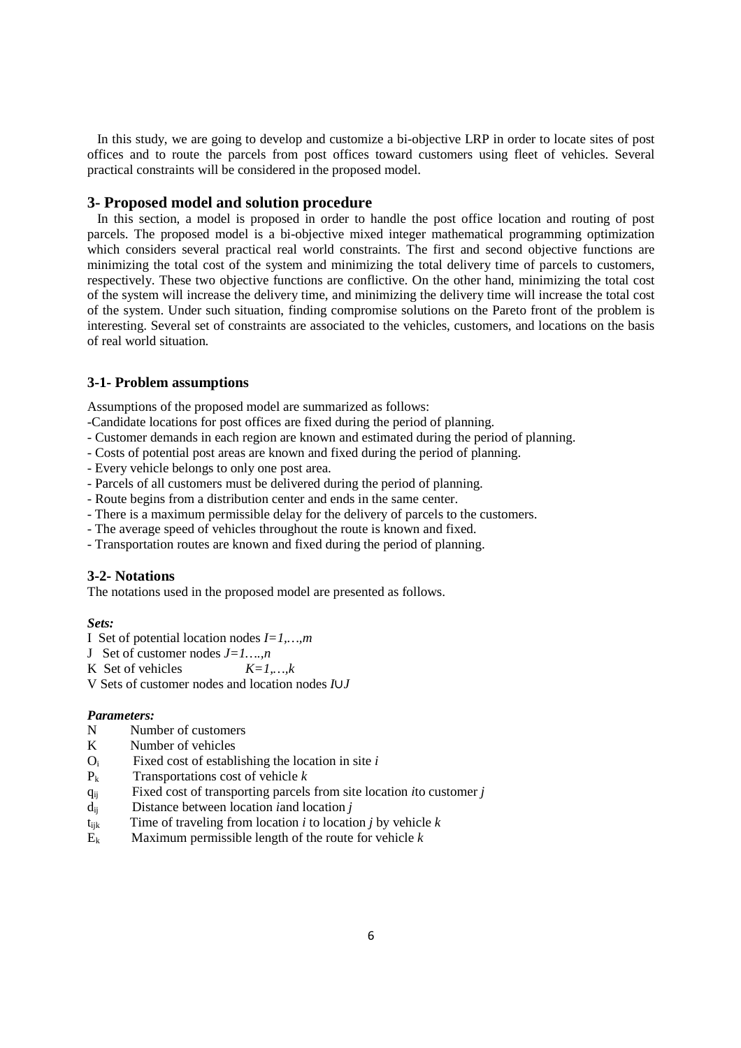In this study, we are going to develop and customize a bi-objective LRP in order to locate sites of post offices and to route the parcels from post offices toward customers using fleet of vehicles. Several practical constraints will be considered in the proposed model.

## 3- Proposed model and solution procedure

In this section, a model is proposed in order to handle the post office location and routing of post parcels. The proposed model is a bi-objective mixed integer mathematical programming optimization which considers several practical real world constraints. The first and second objective functions are minimizing the total cost of the system and minimizing the total delivery time of parcels to customers, respectively. These two objective functions are conflictive. On the other hand, minimizing the total cost of the system will increase the delivery time, and minimizing the delivery time will increase the total cost of the system. Under such situation, finding compromise solutions on the Pareto front of the problem is interesting. Several set of constraints are associated to the vehicles, customers, and locations on the basis of real world situation.

### 3-1- Problem assumptions

Assumptions of the proposed model are summarized as follows:

-Candidate locations for post offices are fixed during the period of planning.

- Customer demands in each region are known and estimated during the period of planning.
- Costs of potential post areas are known and fixed during the period of planning.
- Every vehicle belongs to only one post area.
- Parcels of all customers must be delivered during the period of planning.
- Route begins from a distribution center and ends in the same center.
- There is a maximum permissible delay for the delivery of parcels to the customers.
- The average speed of vehicles throughout the route is known and fixed.
- Transportation routes are known and fixed during the period of planning.

### 3-2- Notations

The notations used in the proposed model are presented as follows.

***Sets:***

I Set of potential location nodes $I=1,\ldots,m$

J Set of customer nodes $J=1\ldots.,n$

K Set of vehicles $K=1,\ldots,k$

V Sets of customer nodes and location nodes $I \cup J$

***Parameters:***

N Number of customers

K Number of vehicles

$O_i$ Fixed cost of establishing the location in site $i$

$P_k$ Transportations cost of vehicle $k$

$q_{ij}$ Fixed cost of transporting parcels from site location $i$to customer $j$

$d_{ij}$ Distance between location $i$and location $j$

$t_{ijk}$ Time of traveling from location $i$ to location $j$ by vehicle $k$

$E_k$ Maximum permissible length of the route for vehicle $k$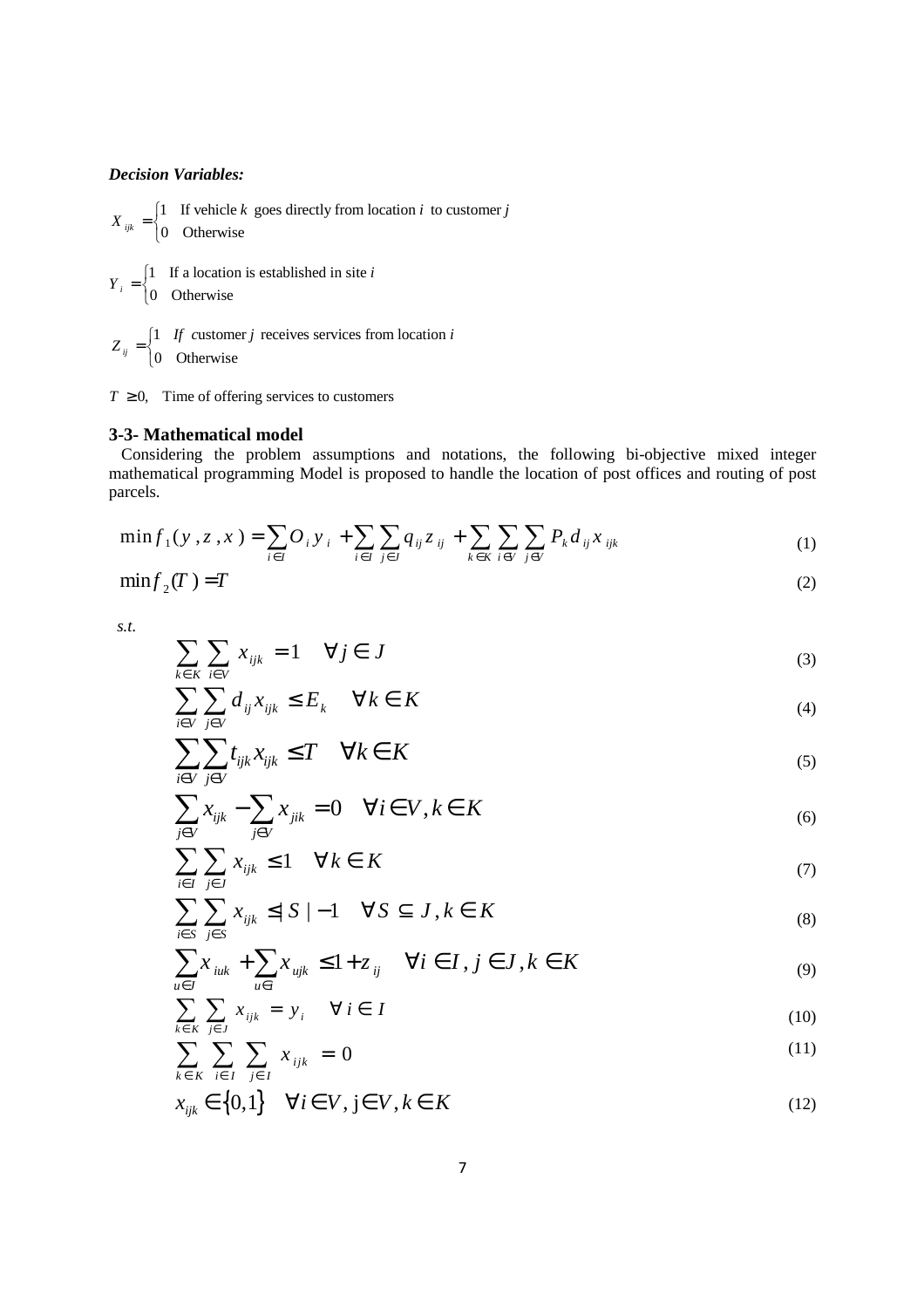***Decision Variables:***

$$X_{ijk} = \begin{cases} 1 & \text{If vehicle } k \text{ goes directly from location } i \text{ to customer } j \\ 0 & \text{Otherwise} \end{cases}$$

$$Y_i = \begin{cases} 1 & \text{If a location is established in site } i \\ 0 & \text{Otherwise} \end{cases}$$

$$Z_{ij} = \begin{cases} 1 & \text{If customer } j \text{ receives services from location } i \\ 0 & \text{Otherwise} \end{cases}$$

$T \geq 0$, Time of offering services to customers

### 3-3- Mathematical model

Considering the problem assumptions and notations, the following bi-objective mixed integer mathematical programming Model is proposed to handle the location of post offices and routing of post parcels.

$$\min f_1(y,z,x) = \sum_{i \in I} O_i y_i + \sum_{i \in I} \sum_{j \in J} q_{ij} z_{ij} + \sum_{k \in K} \sum_{i \in V} \sum_{j \in V} P_k d_{ij} x_{ijk} \tag{1}$$

$$\min f_2(T) = T \tag{2}$$

*s.t.*

$$\sum_{k \in K} \sum_{i \in V} x_{ijk} = 1 \quad \forall j \in J \tag{3}$$

$$\sum_{i \in V} \sum_{j \in V} d_{ij} x_{ijk} \leq E_k \quad \forall k \in K \tag{4}$$

$$\sum_{i \in V} \sum_{j \in V} t_{ijk} x_{ijk} \leq T \quad \forall k \in K \tag{5}$$

$$\sum_{j \in V} x_{ijk} - \sum_{j \in V} x_{jik} = 0 \quad \forall i \in V, k \in K \tag{6}$$

$$\sum_{i \in I} \sum_{j \in J} x_{ijk} \leq 1 \quad \forall k \in K \tag{7}$$

$$\sum_{i \in S} \sum_{j \in S} x_{ijk} \leq |S| - 1 \quad \forall S \subseteq J, k \in K \tag{8}$$

$$\sum_{u \in J} x_{iuk} + \sum_{u \in I} x_{ujk} \leq 1 + z_{ij} \quad \forall i \in I, j \in J, k \in K \tag{9}$$

$$\sum_{k \in K} \sum_{j \in J} x_{ijk} = y_i \quad \forall i \in I \tag{10}$$

$$\sum_{k \in K} \sum_{i \in I} \sum_{j \in I} x_{ijk} = 0 \tag{11}$$

$$x_{ijk} \in \{0,1\} \quad \forall i \in V, j \in V, k \in K \tag{12}$$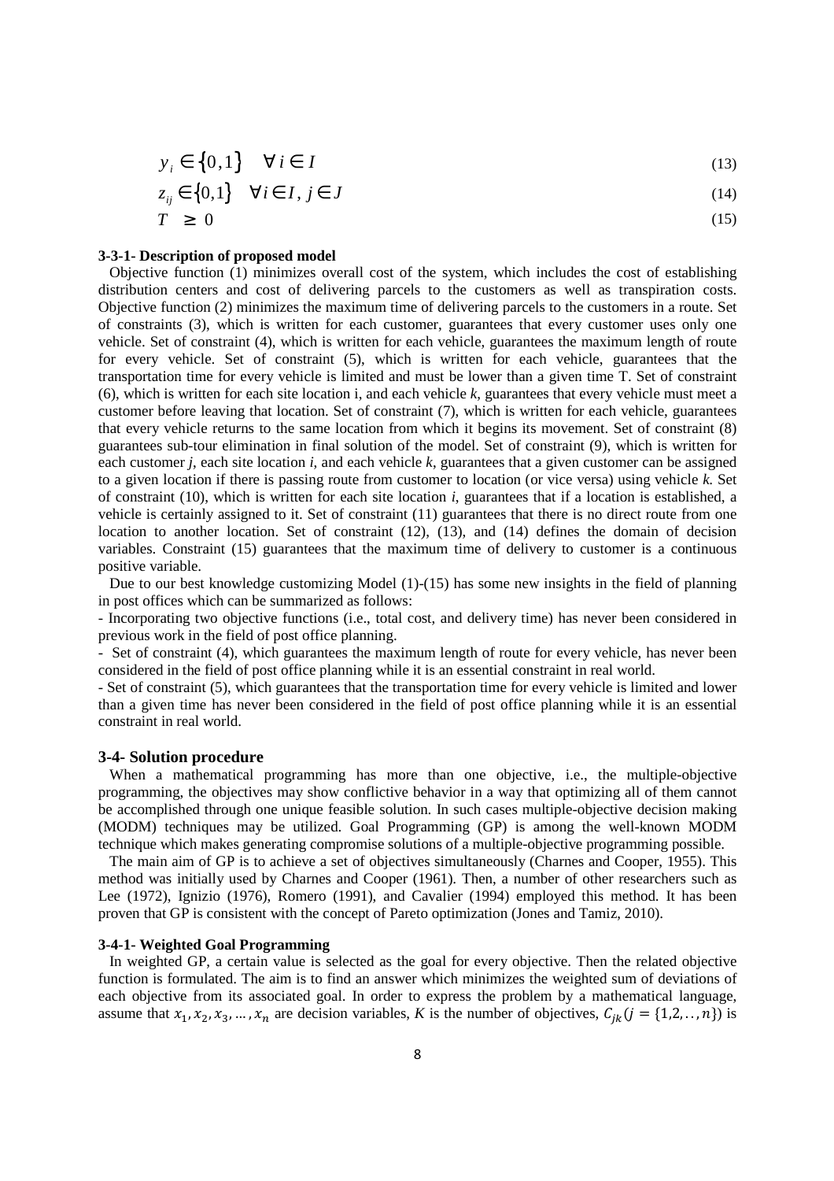$$y_i \in \{0,1\} \quad \forall i \in I \tag{13}$$

$$z_{ij} \in \{0,1\} \quad \forall i \in I, j \in J \tag{14}$$

$$T \geq 0 \tag{15}$$

**3-3-1- Description of proposed model**

Objective function (1) minimizes overall cost of the system, which includes the cost of establishing distribution centers and cost of delivering parcels to the customers as well as transpiration costs. Objective function (2) minimizes the maximum time of delivering parcels to the customers in a route. Set of constraints (3), which is written for each customer, guarantees that every customer uses only one vehicle. Set of constraint (4), which is written for each vehicle, guarantees the maximum length of route for every vehicle. Set of constraint (5), which is written for each vehicle, guarantees that the transportation time for every vehicle is limited and must be lower than a given time T. Set of constraint (6), which is written for each site location i, and each vehicle *k*, guarantees that every vehicle must meet a customer before leaving that location. Set of constraint (7), which is written for each vehicle, guarantees that every vehicle returns to the same location from which it begins its movement. Set of constraint (8) guarantees sub-tour elimination in final solution of the model. Set of constraint (9), which is written for each customer *j*, each site location *i*, and each vehicle *k*, guarantees that a given customer can be assigned to a given location if there is passing route from customer to location (or vice versa) using vehicle *k.* Set of constraint (10), which is written for each site location *i*, guarantees that if a location is established, a vehicle is certainly assigned to it. Set of constraint (11) guarantees that there is no direct route from one location to another location. Set of constraint (12), (13), and (14) defines the domain of decision variables. Constraint (15) guarantees that the maximum time of delivery to customer is a continuous positive variable.

Due to our best knowledge customizing Model (1)-(15) has some new insights in the field of planning in post offices which can be summarized as follows:

- Incorporating two objective functions (i.e., total cost, and delivery time) has never been considered in previous work in the field of post office planning.
- Set of constraint (4), which guarantees the maximum length of route for every vehicle, has never been considered in the field of post office planning while it is an essential constraint in real world.
- Set of constraint (5), which guarantees that the transportation time for every vehicle is limited and lower than a given time has never been considered in the field of post office planning while it is an essential constraint in real world.

## 3-4- Solution procedure

When a mathematical programming has more than one objective, i.e., the multiple-objective programming, the objectives may show conflictive behavior in a way that optimizing all of them cannot be accomplished through one unique feasible solution. In such cases multiple-objective decision making (MODM) techniques may be utilized. Goal Programming (GP) is among the well-known MODM technique which makes generating compromise solutions of a multiple-objective programming possible.

The main aim of GP is to achieve a set of objectives simultaneously (Charnes and Cooper, 1955). This method was initially used by Charnes and Cooper (1961). Then, a number of other researchers such as Lee (1972), Ignizio (1976), Romero (1991), and Cavalier (1994) employed this method. It has been proven that GP is consistent with the concept of Pareto optimization (Jones and Tamiz, 2010).

**3-4-1- Weighted Goal Programming**

In weighted GP, a certain value is selected as the goal for every objective. Then the related objective function is formulated. The aim is to find an answer which minimizes the weighted sum of deviations of each objective from its associated goal. In order to express the problem by a mathematical language, assume that $x_1, x_2, x_3, \dots, x_n$ are decision variables, *K* is the number of objectives, $C_{jk}$ $(j = \{1,2,..,n\})$ is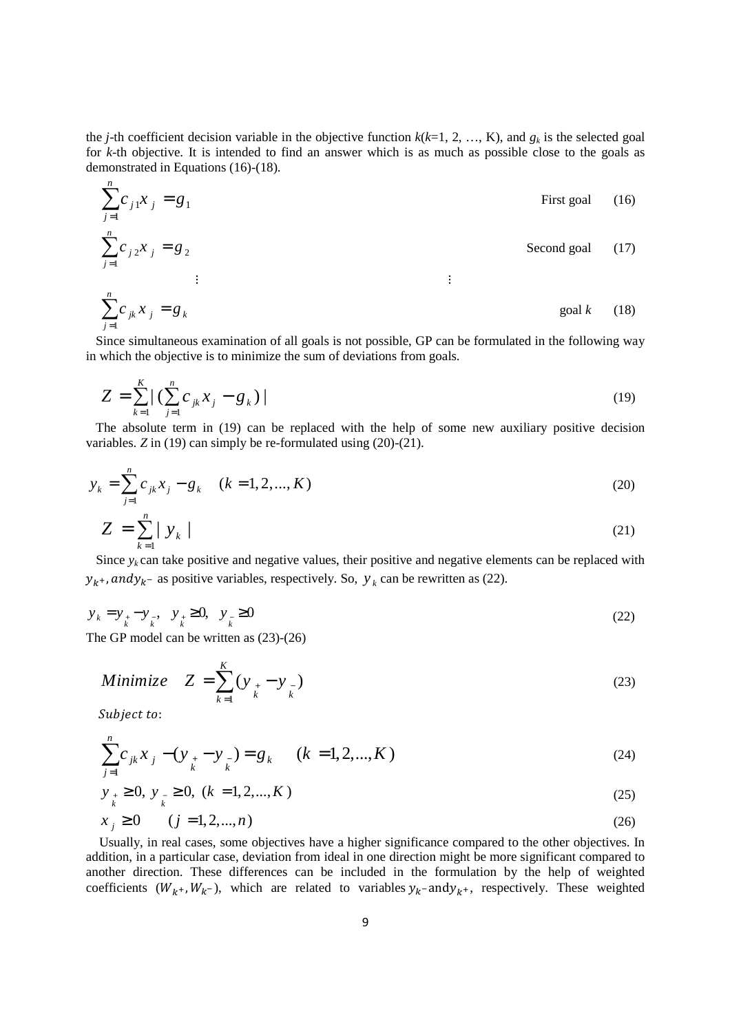the $j$-th coefficient decision variable in the objective function $k$($k$=1, 2, …, K), and $g_k$ is the selected goal for $k$-th objective. It is intended to find an answer which is as much as possible close to the goals as demonstrated in Equations (16)-(18).

$$\sum_{j=1}^{n} c_{j1} x_j = g_1 \qquad \text{First goal} \qquad (16)$$

$$\sum_{j=1}^{n} c_{j2} x_j = g_2 \qquad \text{Second goal} \qquad (17)$$

$$\vdots \qquad\qquad \vdots$$

$$\sum_{j=1}^{n} c_{jk} x_j = g_k \qquad \text{goal } k \qquad (18)$$

Since simultaneous examination of all goals is not possible, GP can be formulated in the following way in which the objective is to minimize the sum of deviations from goals.

$$Z = \sum_{k=1}^{K} \left| \left( \sum_{j=1}^{n} c_{jk} x_j - g_k \right) \right| \qquad (19)$$

The absolute term in (19) can be replaced with the help of some new auxiliary positive decision variables. $Z$ in (19) can simply be re-formulated using (20)-(21).

$$y_k = \sum_{j=1}^{n} c_{jk} x_j - g_k \quad (k = 1, 2, ..., K) \qquad (20)$$

$$Z = \sum_{k=1}^{n} | y_k | \qquad (21)$$

Since $y_k$ can take positive and negative values, their positive and negative elements can be replaced with $y_{k^+}, and y_{k^-}$ as positive variables, respectively. So, $y_k$ can be rewritten as (22).

$$y_k = y_{k^+} - y_{k^-}, \quad y_{k^+} \geq 0, \quad y_{k^-} \geq 0 \qquad (22)$$

The GP model can be written as (23)-(26)

$$Minimize \quad Z = \sum_{k=1}^{K} (y_{k^+} - y_{k^-}) \qquad (23)$$

*Subject to*:

$$\sum_{j=1}^{n} c_{jk} x_j - (y_{k^+} - y_{k^-}) = g_k \quad (k = 1, 2, ..., K) \qquad (24)$$

$$y_{k^+} \geq 0, \; y_{k^-} \geq 0, \; (k = 1, 2, ..., K) \qquad (25)$$

$$x_j \geq 0 \quad (j = 1, 2, ..., n) \qquad (26)$$

Usually, in real cases, some objectives have a higher significance compared to the other objectives. In addition, in a particular case, deviation from ideal in one direction might be more significant compared to another direction. These differences can be included in the formulation by the help of weighted coefficients ($W_{k^+}, W_{k^-}$), which are related to variables $y_{k^-}$ and $y_{k^+}$, respectively. These weighted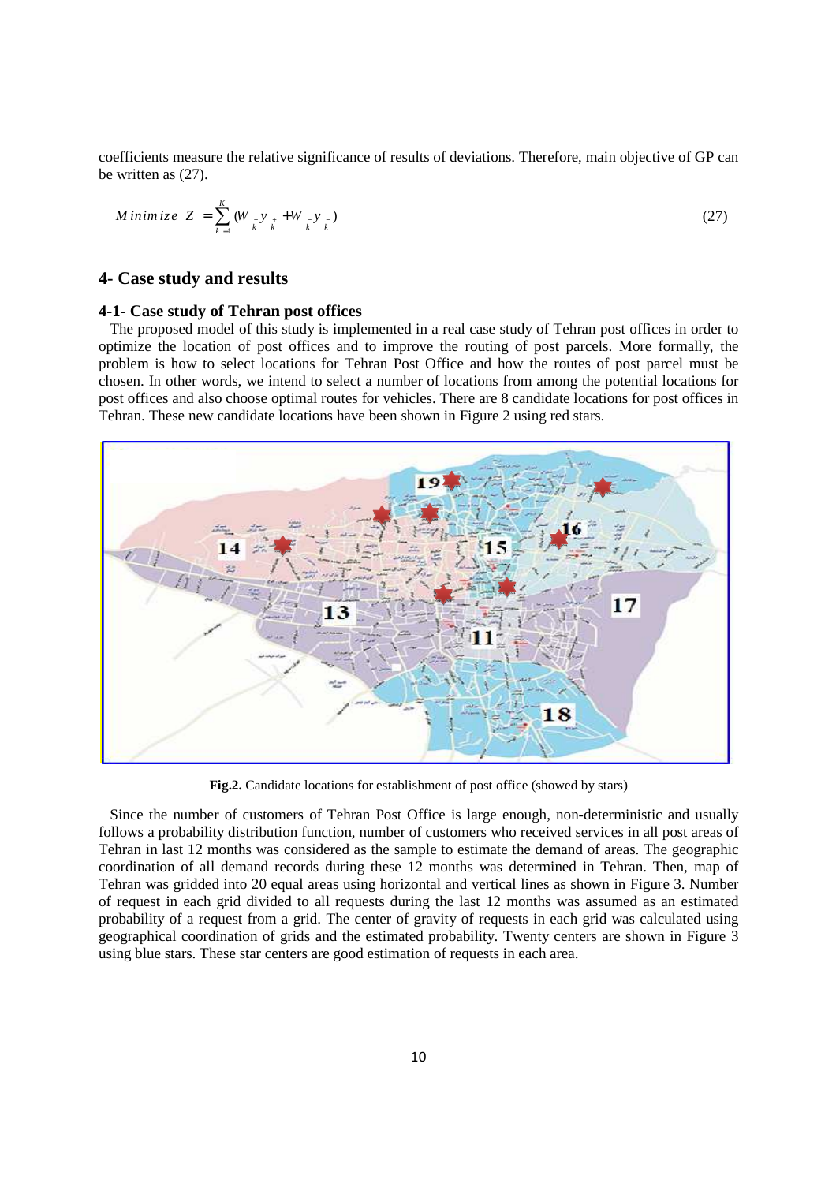coefficients measure the relative significance of results of deviations. Therefore, main objective of GP can be written as (27).

$$Minimize\ \ Z = \sum_{k=1}^{K} (W_{k}^{+} y_{k}^{+} + W_{k}^{-} y_{k}^{-}) \tag{27}$$

## 4- Case study and results

### 4-1- Case study of Tehran post offices

The proposed model of this study is implemented in a real case study of Tehran post offices in order to optimize the location of post offices and to improve the routing of post parcels. More formally, the problem is how to select locations for Tehran Post Office and how the routes of post parcel must be chosen. In other words, we intend to select a number of locations from among the potential locations for post offices and also choose optimal routes for vehicles. There are 8 candidate locations for post offices in Tehran. These new candidate locations have been shown in Figure 2 using red stars.

**Fig.2.** Candidate locations for establishment of post office (showed by stars)

Since the number of customers of Tehran Post Office is large enough, non-deterministic and usually follows a probability distribution function, number of customers who received services in all post areas of Tehran in last 12 months was considered as the sample to estimate the demand of areas. The geographic coordination of all demand records during these 12 months was determined in Tehran. Then, map of Tehran was gridded into 20 equal areas using horizontal and vertical lines as shown in Figure 3. Number of request in each grid divided to all requests during the last 12 months was assumed as an estimated probability of a request from a grid. The center of gravity of requests in each grid was calculated using geographical coordination of grids and the estimated probability. Twenty centers are shown in Figure 3 using blue stars. These star centers are good estimation of requests in each area.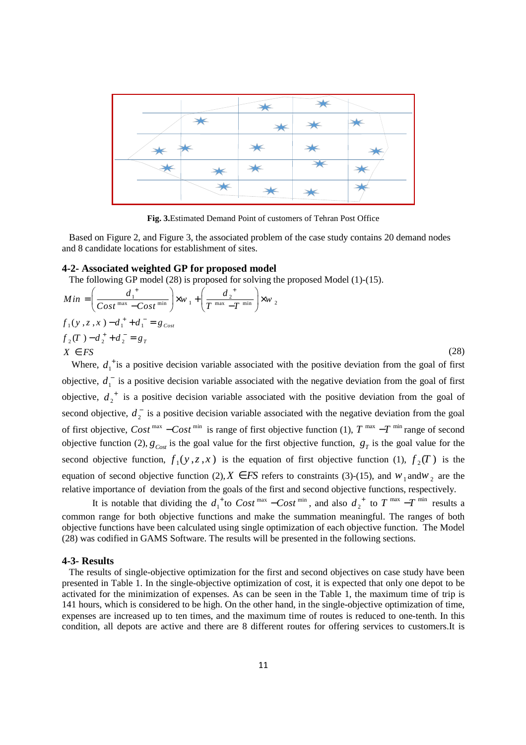**Fig. 3.**Estimated Demand Point of customers of Tehran Post Office

Based on Figure 2, and Figure 3, the associated problem of the case study contains 20 demand nodes and 8 candidate locations for establishment of sites.

### 4-2- Associated weighted GP for proposed model

The following GP model (28) is proposed for solving the proposed Model (1)-(15).

$$Min = \left(\frac{d_1^+}{Cost^{max} - Cost^{min}}\right) \times w_1 + \left(\frac{d_2^+}{T^{max} - T^{min}}\right) \times w_2$$

$$f_1(y,z,x) - d_1^+ + d_1^- = g_{Cost}$$

$$f_2(T) - d_2^+ + d_2^- = g_T$$

$$X \in FS \tag{28}$$

Where, $d_1^+$is a positive decision variable associated with the positive deviation from the goal of first objective, $d_1^-$ is a positive decision variable associated with the negative deviation from the goal of first objective, $d_2^+$ is a positive decision variable associated with the positive deviation from the goal of second objective, $d_2^-$ is a positive decision variable associated with the negative deviation from the goal of first objective, $Cost^{max} - Cost^{min}$ is range of first objective function (1), $T^{max} - T^{min}$ range of second objective function (2), $g_{Cost}$ is the goal value for the first objective function, $g_T$ is the goal value for the second objective function, $f_1(y,z,x)$ is the equation of first objective function (1), $f_2(T)$ is the equation of second objective function (2), $X \in FS$ refers to constraints (3)-(15), and $w_1$ and $w_2$ are the relative importance of deviation from the goals of the first and second objective functions, respectively.

It is notable that dividing the $d_1^+$to $Cost^{max} - Cost^{min}$, and also $d_2^+$ to $T^{max} - T^{min}$ results a common range for both objective functions and make the summation meaningful. The ranges of both objective functions have been calculated using single optimization of each objective function. The Model (28) was codified in GAMS Software. The results will be presented in the following sections.

### 4-3- Results

The results of single-objective optimization for the first and second objectives on case study have been presented in Table 1. In the single-objective optimization of cost, it is expected that only one depot to be activated for the minimization of expenses. As can be seen in the Table 1, the maximum time of trip is 141 hours, which is considered to be high. On the other hand, in the single-objective optimization of time, expenses are increased up to ten times, and the maximum time of routes is reduced to one-tenth. In this condition, all depots are active and there are 8 different routes for offering services to customers.It is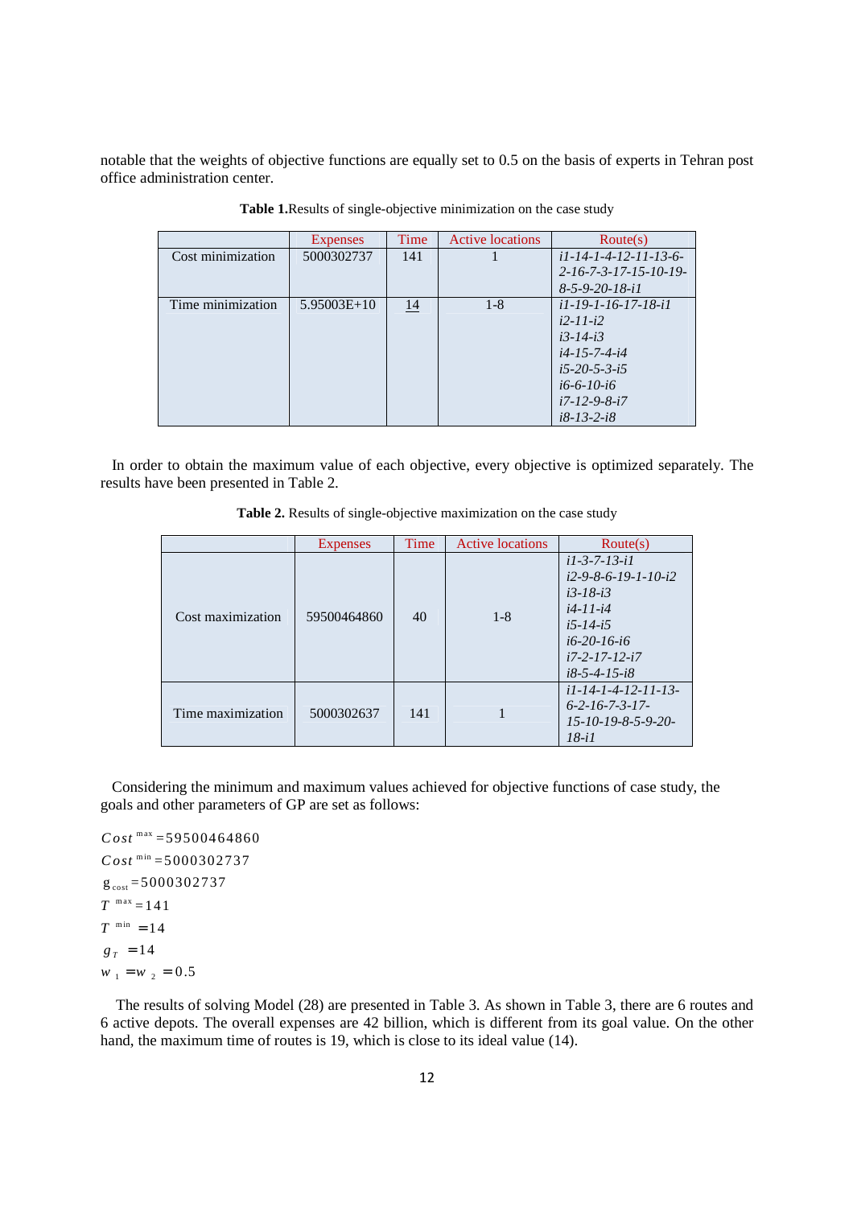notable that the weights of objective functions are equally set to 0.5 on the basis of experts in Tehran post office administration center.

**Table 1.** Results of single-objective minimization on the case study

| | Expenses | Time | Active locations | Route(s) |
|---|---|---|---|---|
| Cost minimization | 5000302737 | 141 | 1 | *i1-14-1-4-12-11-13-6-2-16-7-3-17-15-10-19-8-5-9-20-18-i1* |
| Time minimization | 5.95003E+10 | 14 | 1-8 | *i1-19-1-16-17-18-i1*<br>*i2-11-i2*<br>*i3-14-i3*<br>*i4-15-7-4-i4*<br>*i5-20-5-3-i5*<br>*i6-6-10-i6*<br>*i7-12-9-8-i7*<br>*i8-13-2-i8* |

In order to obtain the maximum value of each objective, every objective is optimized separately. The results have been presented in Table 2.

**Table 2.** Results of single-objective maximization on the case study

| | Expenses | Time | Active locations | Route(s) |
|---|---|---|---|---|
| Cost maximization | 59500464860 | 40 | 1-8 | *i1-3-7-13-i1*<br>*i2-9-8-6-19-1-10-i2*<br>*i3-18-i3*<br>*i4-11-i4*<br>*i5-14-i5*<br>*i6-20-16-i6*<br>*i7-2-17-12-i7*<br>*i8-5-4-15-i8* |
| Time maximization | 5000302637 | 141 | 1 | *i1-14-1-4-12-11-13-6-2-16-7-3-17-15-10-19-8-5-9-20-18-i1* |

Considering the minimum and maximum values achieved for objective functions of case study, the goals and other parameters of GP are set as follows:

$$Cost^{max} = 59500464860$$
$$Cost^{min} = 5000302737$$
$$g_{cost} = 5000302737$$
$$T^{max} = 141$$
$$T^{min} = 14$$
$$g_T = 14$$
$$w_1 = w_2 = 0.5$$

The results of solving Model (28) are presented in Table 3. As shown in Table 3, there are 6 routes and 6 active depots. The overall expenses are 42 billion, which is different from its goal value. On the other hand, the maximum time of routes is 19, which is close to its ideal value (14).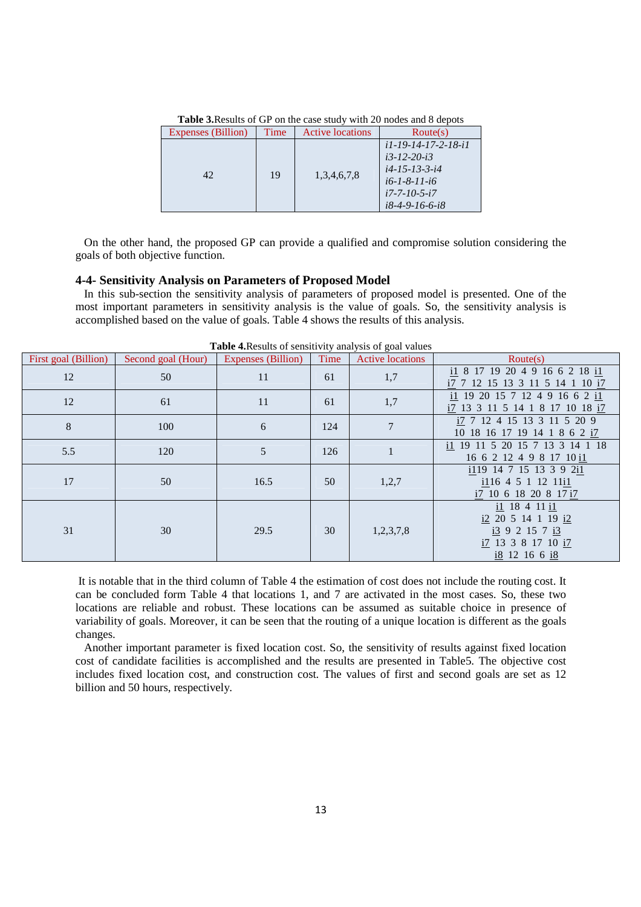**Table 3.**Results of GP on the case study with 20 nodes and 8 depots

| Expenses (Billion) | Time | Active locations | Route(s) |
|---|---|---|---|
| 42 | 19 | 1,3,4,6,7,8 | *i1-19-14-17-2-18-i1*<br>*i3-12-20-i3*<br>*i4-15-13-3-i4*<br>*i6-1-8-11-i6*<br>*i7-7-10-5-i7*<br>*i8-4-9-16-6-i8* |

On the other hand, the proposed GP can provide a qualified and compromise solution considering the goals of both objective function.

### 4-4- Sensitivity Analysis on Parameters of Proposed Model

In this sub-section the sensitivity analysis of parameters of proposed model is presented. One of the most important parameters in sensitivity analysis is the value of goals. So, the sensitivity analysis is accomplished based on the value of goals. Table 4 shows the results of this analysis.

**Table 4.**Results of sensitivity analysis of goal values

| First goal (Billion) | Second goal (Hour) | Expenses (Billion) | Time | Active locations | Route(s) |
|---|---|---|---|---|---|
| 12 | 50 | 11 | 61 | 1,7 | i1 8 17 19 20 4 9 16 6 2 18 i1<br>i7 7 12 15 13 3 11 5 14 1 10 i7 |
| 12 | 61 | 11 | 61 | 1,7 | i1 19 20 15 7 12 4 9 16 6 2 i1<br>i7 13 3 11 5 14 1 8 17 10 18 i7 |
| 8 | 100 | 6 | 124 | 7 | i7 7 12 4 15 13 3 11 5 20 9 10 18 16 17 19 14 1 8 6 2 i7 |
| 5.5 | 120 | 5 | 126 | 1 | i1 19 11 5 20 15 7 13 3 14 1 18 16 6 2 12 4 9 8 17 10 i1 |
| 17 | 50 | 16.5 | 50 | 1,2,7 | i119 14 7 15 13 3 9 2i1<br>i116 4 5 1 12 11i1<br>i7 10 6 18 20 8 17 i7 |
| 31 | 30 | 29.5 | 30 | 1,2,3,7,8 | i1 18 4 11 i1<br>i2 20 5 14 1 19 i2<br>i3 9 2 15 7 i3<br>i7 13 3 8 17 10 i7<br>i8 12 16 6 i8 |

It is notable that in the third column of Table 4 the estimation of cost does not include the routing cost. It can be concluded form Table 4 that locations 1, and 7 are activated in the most cases. So, these two locations are reliable and robust. These locations can be assumed as suitable choice in presence of variability of goals. Moreover, it can be seen that the routing of a unique location is different as the goals changes.

Another important parameter is fixed location cost. So, the sensitivity of results against fixed location cost of candidate facilities is accomplished and the results are presented in Table5. The objective cost includes fixed location cost, and construction cost. The values of first and second goals are set as 12 billion and 50 hours, respectively.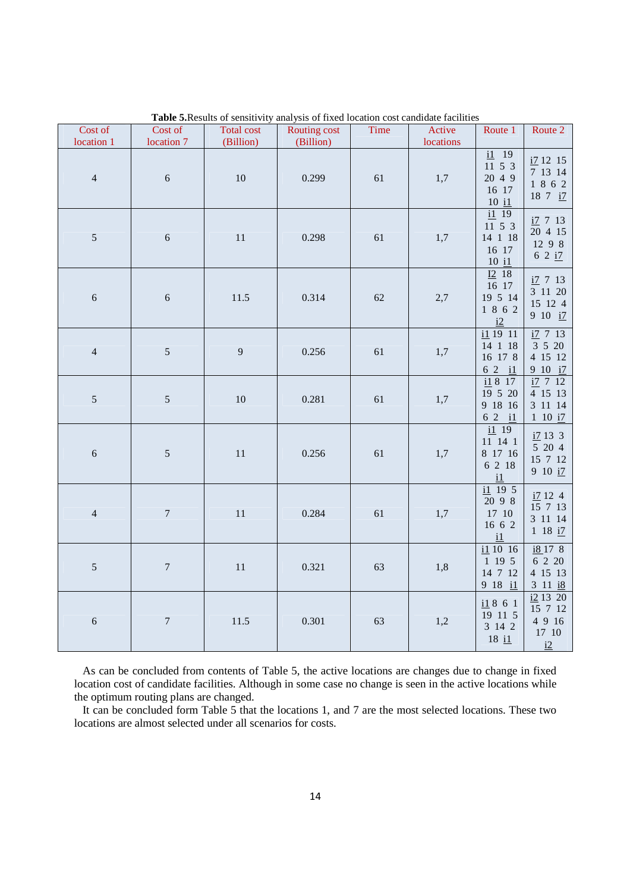**Table 5.**Results of sensitivity analysis of fixed location cost candidate facilities

| Cost of location 1 | Cost of location 7 | Total cost (Billion) | Routing cost (Billion) | Time | Active locations | Route 1 | Route 2 |
|---|---|---|---|---|---|---|---|
| 4 | 6 | 10 | 0.299 | 61 | 1,7 | i1 19 11 5 3 20 4 9 16 17 10 i1 | i7 12 15 7 13 14 1 8 6 2 18 7 i7 |
| 5 | 6 | 11 | 0.298 | 61 | 1,7 | i1 19 11 5 3 14 1 18 16 17 10 i1 | i7 7 13 20 4 15 12 9 8 6 2 i7 |
| 6 | 6 | 11.5 | 0.314 | 62 | 2,7 | I2 18 16 17 19 5 14 1 8 6 2 i2 | i7 7 13 3 11 20 15 12 4 9 10 i7 |
| 4 | 5 | 9 | 0.256 | 61 | 1,7 | i1 19 11 14 1 18 16 17 8 6 2 i1 | i7 7 13 3 5 20 4 15 12 9 10 i7 |
| 5 | 5 | 10 | 0.281 | 61 | 1,7 | i1 8 17 19 5 20 9 18 16 6 2 i1 | i7 7 12 4 15 13 3 11 14 1 10 i7 |
| 6 | 5 | 11 | 0.256 | 61 | 1,7 | i1 19 11 14 1 8 17 16 6 2 18 i1 | i7 13 3 5 20 4 15 7 12 9 10 i7 |
| 4 | 7 | 11 | 0.284 | 61 | 1,7 | i1 19 5 20 9 8 17 10 16 6 2 i1 | i7 12 4 15 7 13 3 11 14 1 18 i7 |
| 5 | 7 | 11 | 0.321 | 63 | 1,8 | i1 10 16 1 19 5 14 7 12 9 18 i1 | i8 17 8 6 2 20 4 15 13 3 11 i8 |
| 6 | 7 | 11.5 | 0.301 | 63 | 1,2 | i1 8 6 1 19 11 5 3 14 2 18 i1 | i2 13 20 15 7 12 4 9 16 17 10 i2 |

As can be concluded from contents of Table 5, the active locations are changes due to change in fixed location cost of candidate facilities. Although in some case no change is seen in the active locations while the optimum routing plans are changed.

It can be concluded form Table 5 that the locations 1, and 7 are the most selected locations. These two locations are almost selected under all scenarios for costs.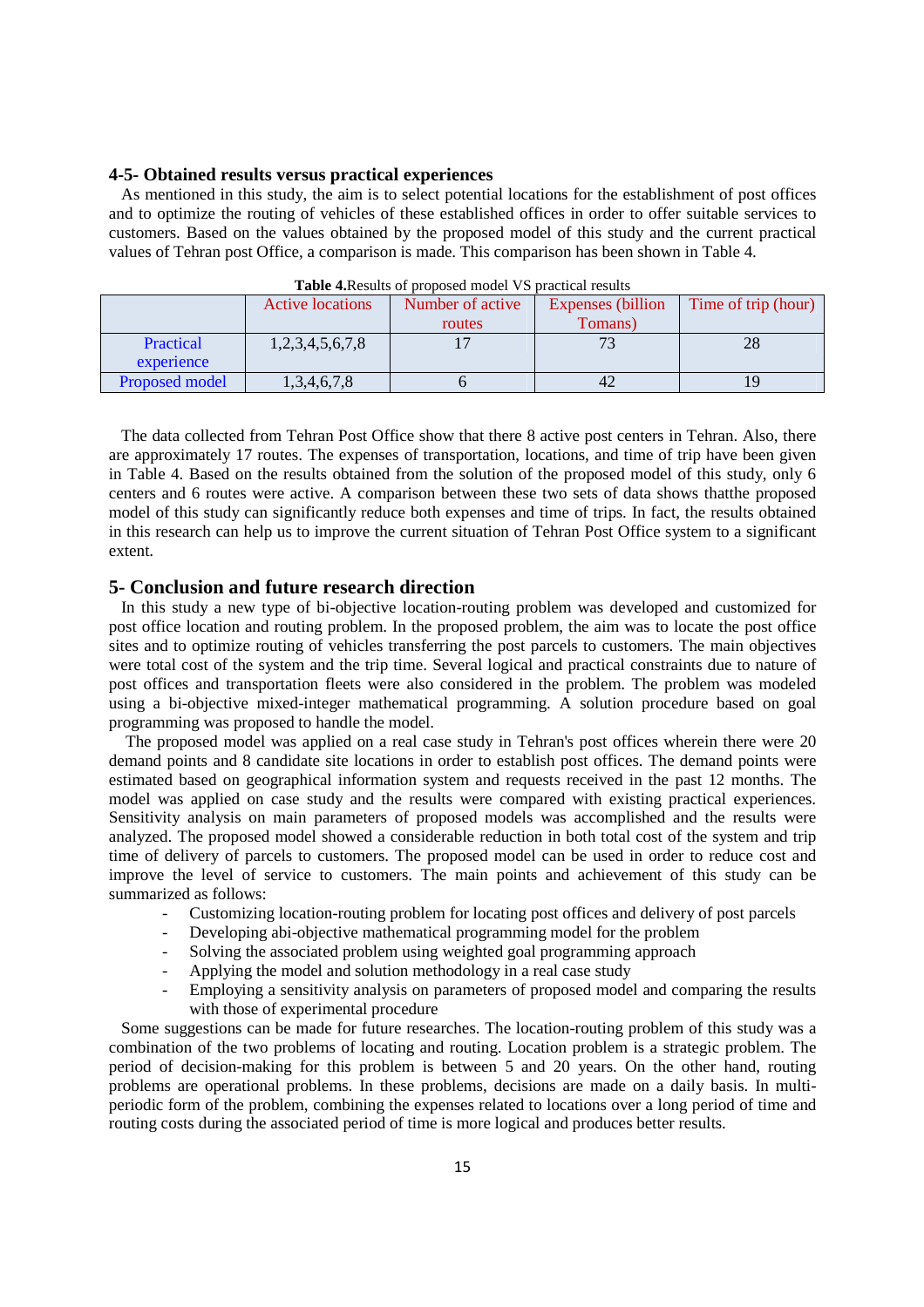## 4-5- Obtained results versus practical experiences

As mentioned in this study, the aim is to select potential locations for the establishment of post offices and to optimize the routing of vehicles of these established offices in order to offer suitable services to customers. Based on the values obtained by the proposed model of this study and the current practical values of Tehran post Office, a comparison is made. This comparison has been shown in Table 4.

**Table 4.**Results of proposed model VS practical results

| | Active locations | Number of active routes | Expenses (billion Tomans) | Time of trip (hour) |
|---|---|---|---|---|
| Practical experience | 1,2,3,4,5,6,7,8 | 17 | 73 | 28 |
| Proposed model | 1,3,4,6,7,8 | 6 | 42 | 19 |

The data collected from Tehran Post Office show that there 8 active post centers in Tehran. Also, there are approximately 17 routes. The expenses of transportation, locations, and time of trip have been given in Table 4. Based on the results obtained from the solution of the proposed model of this study, only 6 centers and 6 routes were active. A comparison between these two sets of data shows thatthe proposed model of this study can significantly reduce both expenses and time of trips. In fact, the results obtained in this research can help us to improve the current situation of Tehran Post Office system to a significant extent.

## 5- Conclusion and future research direction

In this study a new type of bi-objective location-routing problem was developed and customized for post office location and routing problem. In the proposed problem, the aim was to locate the post office sites and to optimize routing of vehicles transferring the post parcels to customers. The main objectives were total cost of the system and the trip time. Several logical and practical constraints due to nature of post offices and transportation fleets were also considered in the problem. The problem was modeled using a bi-objective mixed-integer mathematical programming. A solution procedure based on goal programming was proposed to handle the model.

The proposed model was applied on a real case study in Tehran's post offices wherein there were 20 demand points and 8 candidate site locations in order to establish post offices. The demand points were estimated based on geographical information system and requests received in the past 12 months. The model was applied on case study and the results were compared with existing practical experiences. Sensitivity analysis on main parameters of proposed models was accomplished and the results were analyzed. The proposed model showed a considerable reduction in both total cost of the system and trip time of delivery of parcels to customers. The proposed model can be used in order to reduce cost and improve the level of service to customers. The main points and achievement of this study can be summarized as follows:

- Customizing location-routing problem for locating post offices and delivery of post parcels
- Developing abi-objective mathematical programming model for the problem
- Solving the associated problem using weighted goal programming approach
- Applying the model and solution methodology in a real case study
- Employing a sensitivity analysis on parameters of proposed model and comparing the results with those of experimental procedure

Some suggestions can be made for future researches. The location-routing problem of this study was a combination of the two problems of locating and routing. Location problem is a strategic problem. The period of decision-making for this problem is between 5 and 20 years. On the other hand, routing problems are operational problems. In these problems, decisions are made on a daily basis. In multi-periodic form of the problem, combining the expenses related to locations over a long period of time and routing costs during the associated period of time is more logical and produces better results.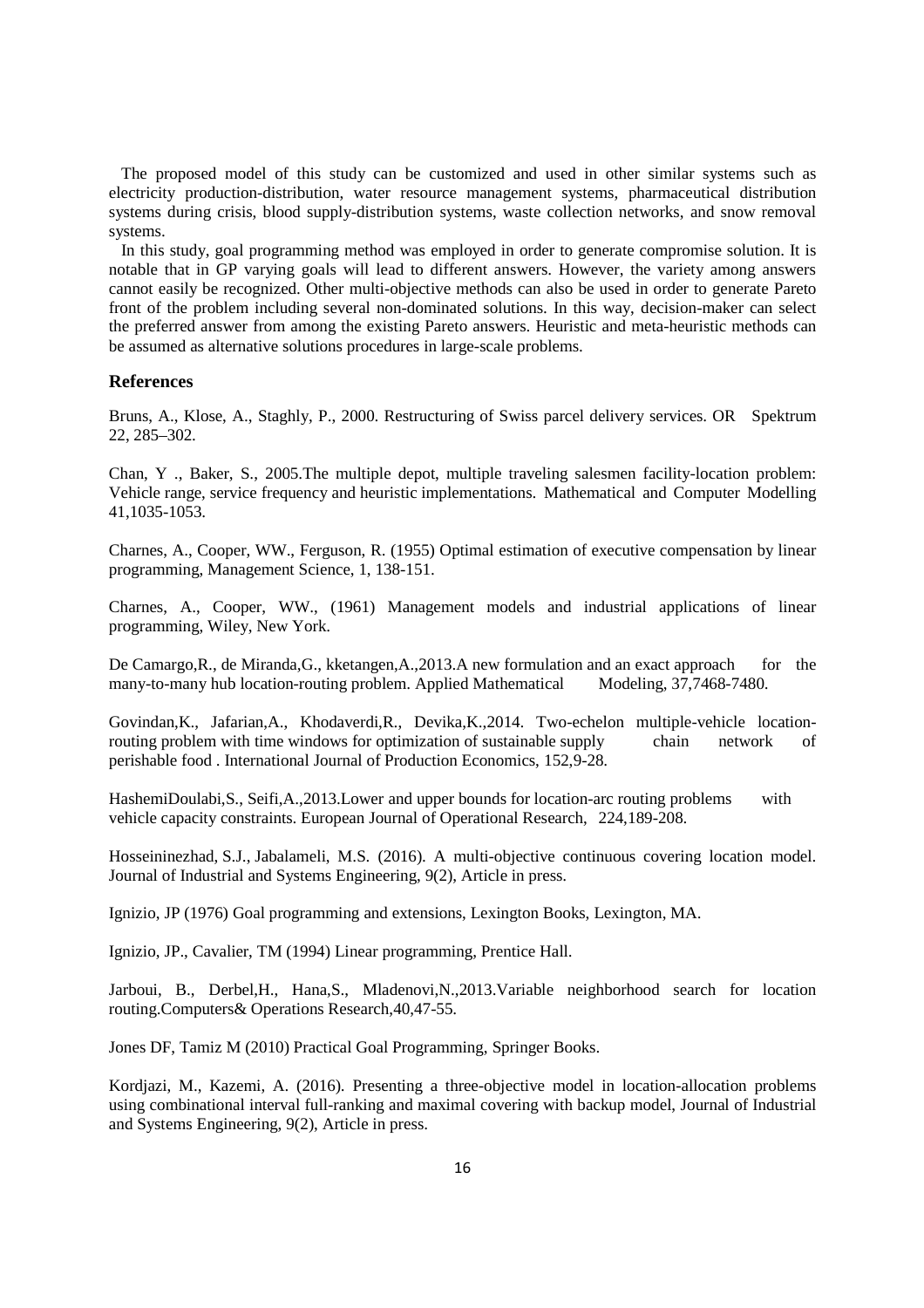The proposed model of this study can be customized and used in other similar systems such as electricity production-distribution, water resource management systems, pharmaceutical distribution systems during crisis, blood supply-distribution systems, waste collection networks, and snow removal systems.

In this study, goal programming method was employed in order to generate compromise solution. It is notable that in GP varying goals will lead to different answers. However, the variety among answers cannot easily be recognized. Other multi-objective methods can also be used in order to generate Pareto front of the problem including several non-dominated solutions. In this way, decision-maker can select the preferred answer from among the existing Pareto answers. Heuristic and meta-heuristic methods can be assumed as alternative solutions procedures in large-scale problems.

### References

Bruns, A., Klose, A., Staghly, P., 2000. Restructuring of Swiss parcel delivery services. OR Spektrum 22, 285–302.

Chan, Y ., Baker, S., 2005.The multiple depot, multiple traveling salesmen facility-location problem: Vehicle range, service frequency and heuristic implementations. Mathematical and Computer Modelling 41,1035-1053.

Charnes, A., Cooper, WW., Ferguson, R. (1955) Optimal estimation of executive compensation by linear programming, Management Science, 1, 138-151.

Charnes, A., Cooper, WW., (1961) Management models and industrial applications of linear programming, Wiley, New York.

De Camargo,R., de Miranda,G., kketangen,A.,2013.A new formulation and an exact approach for the many-to-many hub location-routing problem. Applied Mathematical Modeling, 37,7468-7480.

Govindan,K., Jafarian,A., Khodaverdi,R., Devika,K.,2014. Two-echelon multiple-vehicle location-routing problem with time windows for optimization of sustainable supply chain network of perishable food . International Journal of Production Economics, 152,9-28.

HashemiDoulabi,S., Seifi,A.,2013.Lower and upper bounds for location-arc routing problems with vehicle capacity constraints. European Journal of Operational Research, 224,189-208.

Hosseininezhad, S.J., Jabalameli, M.S. (2016). A multi-objective continuous covering location model. Journal of Industrial and Systems Engineering, 9(2), Article in press.

Ignizio, JP (1976) Goal programming and extensions, Lexington Books, Lexington, MA.

Ignizio, JP., Cavalier, TM (1994) Linear programming, Prentice Hall.

Jarboui, B., Derbel,H., Hana,S., Mladenovi,N.,2013.Variable neighborhood search for location routing.Computers& Operations Research,40,47-55.

Jones DF, Tamiz M (2010) Practical Goal Programming, Springer Books.

Kordjazi, M., Kazemi, A. (2016). Presenting a three-objective model in location-allocation problems using combinational interval full-ranking and maximal covering with backup model, Journal of Industrial and Systems Engineering, 9(2), Article in press.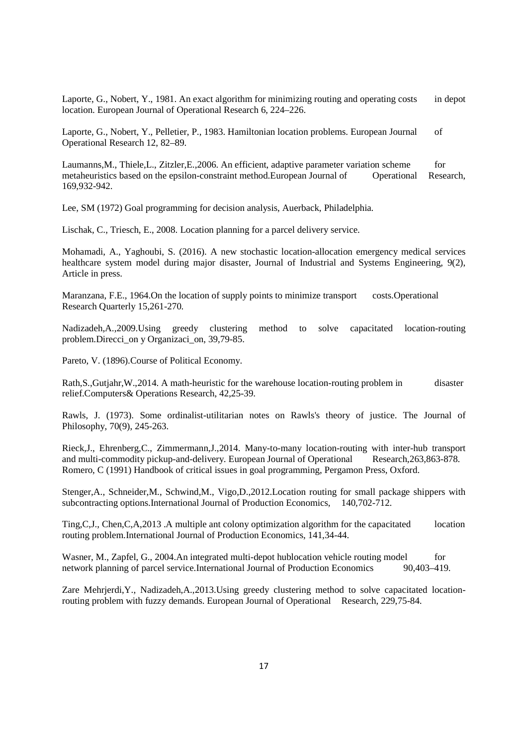Laporte, G., Nobert, Y., 1981. An exact algorithm for minimizing routing and operating costs in depot location. European Journal of Operational Research 6, 224–226.

Laporte, G., Nobert, Y., Pelletier, P., 1983. Hamiltonian location problems. European Journal of Operational Research 12, 82–89.

Laumanns,M., Thiele,L., Zitzler,E.,2006. An efficient, adaptive parameter variation scheme for metaheuristics based on the epsilon-constraint method.European Journal of Operational Research, 169,932-942.

Lee, SM (1972) Goal programming for decision analysis, Auerback, Philadelphia.

Lischak, C., Triesch, E., 2008. Location planning for a parcel delivery service.

Mohamadi, A., Yaghoubi, S. (2016). A new stochastic location-allocation emergency medical services healthcare system model during major disaster, Journal of Industrial and Systems Engineering, 9(2), Article in press.

Maranzana, F.E., 1964.On the location of supply points to minimize transport costs.Operational Research Quarterly 15,261-270.

Nadizadeh,A.,2009.Using greedy clustering method to solve capacitated location-routing problem.Direcci_on y Organizaci_on, 39,79-85.

Pareto, V. (1896).Course of Political Economy.

Rath,S.,Gutjahr,W.,2014. A math-heuristic for the warehouse location-routing problem in disaster relief.Computers& Operations Research, 42,25-39.

Rawls, J. (1973). Some ordinalist-utilitarian notes on Rawls's theory of justice. The Journal of Philosophy, 70(9), 245-263.

Rieck,J., Ehrenberg,C., Zimmermann,J.,2014. Many-to-many location-routing with inter-hub transport and multi-commodity pickup-and-delivery. European Journal of Operational Research,263,863-878.
Romero, C (1991) Handbook of critical issues in goal programming, Pergamon Press, Oxford.

Stenger,A., Schneider,M., Schwind,M., Vigo,D.,2012.Location routing for small package shippers with subcontracting options.International Journal of Production Economics, 140,702-712.

Ting,C,J., Chen,C,A,2013 .A multiple ant colony optimization algorithm for the capacitated location routing problem.International Journal of Production Economics, 141,34-44.

Wasner, M., Zapfel, G., 2004.An integrated multi-depot hublocation vehicle routing model for network planning of parcel service.International Journal of Production Economics 90,403–419.

Zare Mehrjerdi,Y., Nadizadeh,A.,2013.Using greedy clustering method to solve capacitated location-routing problem with fuzzy demands. European Journal of Operational Research, 229,75-84.